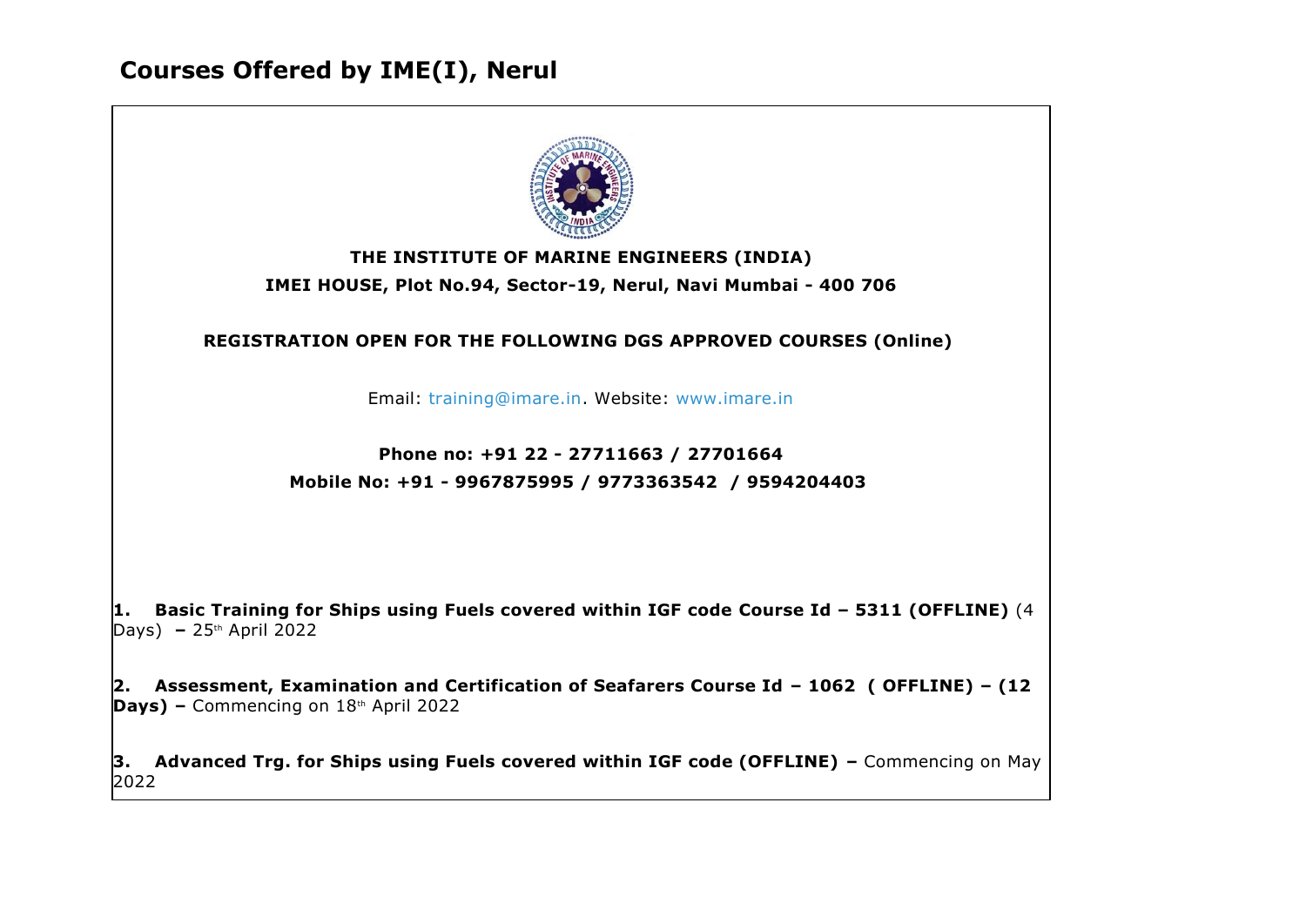# Courses Offered by IME(I), Nerul

**THE INSTITUTE OF MARINE ENGINEERS (INDIA)**

**IMEI HOUSE, Plot No.94, Sector-19, Nerul, Navi Mumbai - 400 706**

**REGISTRATION OPEN FOR THE FOLLOWING DGS APPROVED COURSES (Online)**

Email: training@imare.in. Website: www.imare.in

**Phone no: +91 22 - 27711663 / 27701664**

**Mobile No: +91 - 9967875995 / 9773363542 / 9594204403**

1. **Basic Training for Ships using Fuels covered within IGF code Course Id – 5311 (OFFLINE)** (4 Days) **–** 25th April 2022

2. **Assessment, Examination and Certification of Seafarers Course Id – 1062 ( OFFLINE) – (12 Days) –** Commencing on 18th April 2022

3. **Advanced Trg. for Ships using Fuels covered within IGF code (OFFLINE) –** Commencing on May 2022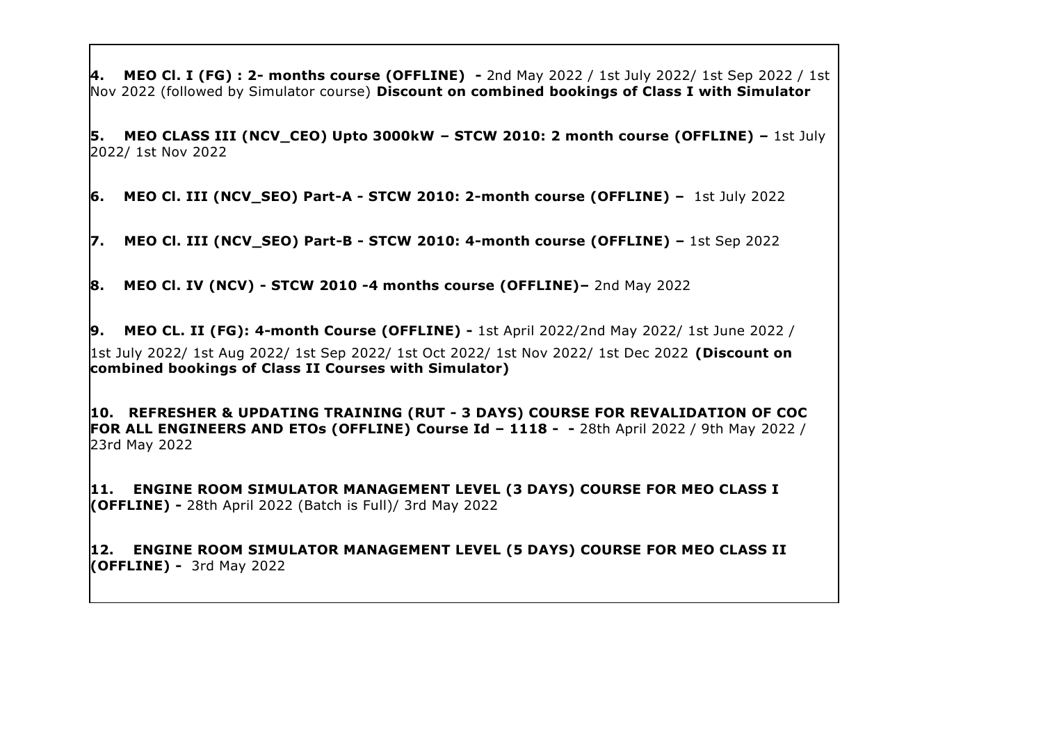**4. MEO Cl. I (FG) : 2- months course (OFFLINE) -** 2nd May 2022 / 1st July 2022/ 1st Sep 2022 / 1st Nov 2022 (followed by Simulator course) **Discount on combined bookings of Class I with Simulator**

**5. MEO CLASS III (NCV_CEO) Upto 3000kW – STCW 2010: 2 month course (OFFLINE) –** 1st July 2022/ 1st Nov 2022

**6. MEO Cl. III (NCV_SEO) Part-A - STCW 2010: 2-month course (OFFLINE) –** 1st July 2022

**7. MEO Cl. III (NCV_SEO) Part-B - STCW 2010: 4-month course (OFFLINE) –** 1st Sep 2022

**8. MEO Cl. IV (NCV) - STCW 2010 -4 months course (OFFLINE)–** 2nd May 2022

**9. MEO CL. II (FG): 4-month Course (OFFLINE) -** 1st April 2022/2nd May 2022/ 1st June 2022 / 1st July 2022/ 1st Aug 2022/ 1st Sep 2022/ 1st Oct 2022/ 1st Nov 2022/ 1st Dec 2022 **(Discount on combined bookings of Class II Courses with Simulator)**

**10. REFRESHER & UPDATING TRAINING (RUT - 3 DAYS) COURSE FOR REVALIDATION OF COC FOR ALL ENGINEERS AND ETOs (OFFLINE) Course Id – 1118 - -** 28th April 2022 / 9th May 2022 / 23rd May 2022

**11. ENGINE ROOM SIMULATOR MANAGEMENT LEVEL (3 DAYS) COURSE FOR MEO CLASS I (OFFLINE) -** 28th April 2022 (Batch is Full)/ 3rd May 2022

**12. ENGINE ROOM SIMULATOR MANAGEMENT LEVEL (5 DAYS) COURSE FOR MEO CLASS II (OFFLINE) -** 3rd May 2022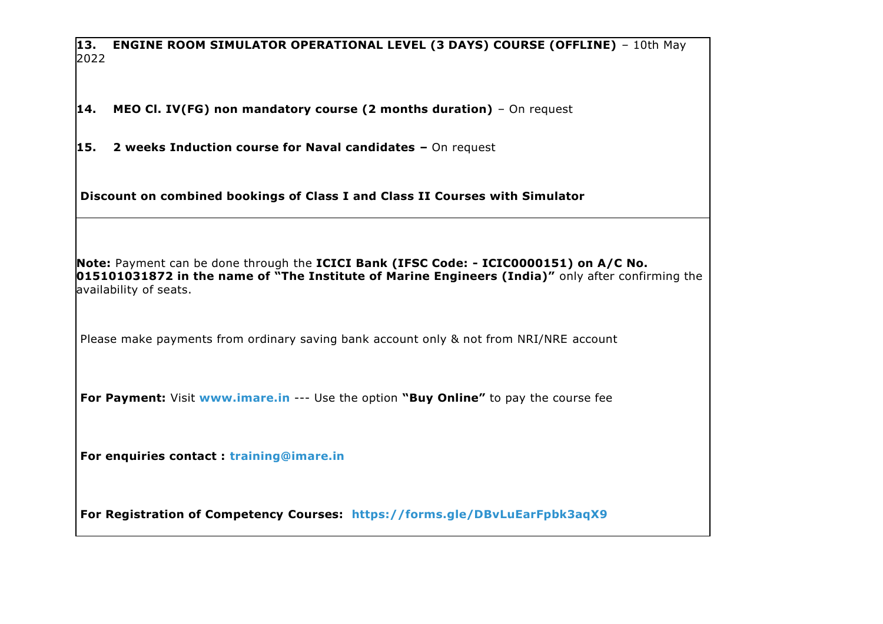**13. ENGINE ROOM SIMULATOR OPERATIONAL LEVEL (3 DAYS) COURSE (OFFLINE)** – 10th May 2022

**14. MEO Cl. IV(FG) non mandatory course (2 months duration)** – On request

**15. 2 weeks Induction course for Naval candidates –** On request

**Discount on combined bookings of Class I and Class II Courses with Simulator**

---

**Note:** Payment can be done through the **ICICI Bank (IFSC Code: - ICIC0000151) on A/C No. 015101031872 in the name of "The Institute of Marine Engineers (India)"** only after confirming the availability of seats.

Please make payments from ordinary saving bank account only & not from NRI/NRE account

**For Payment:** Visit **www.imare.in** --- Use the option **"Buy Online"** to pay the course fee

**For enquiries contact : training@imare.in**

**For Registration of Competency Courses: https://forms.gle/DBvLuEarFpbk3aqX9**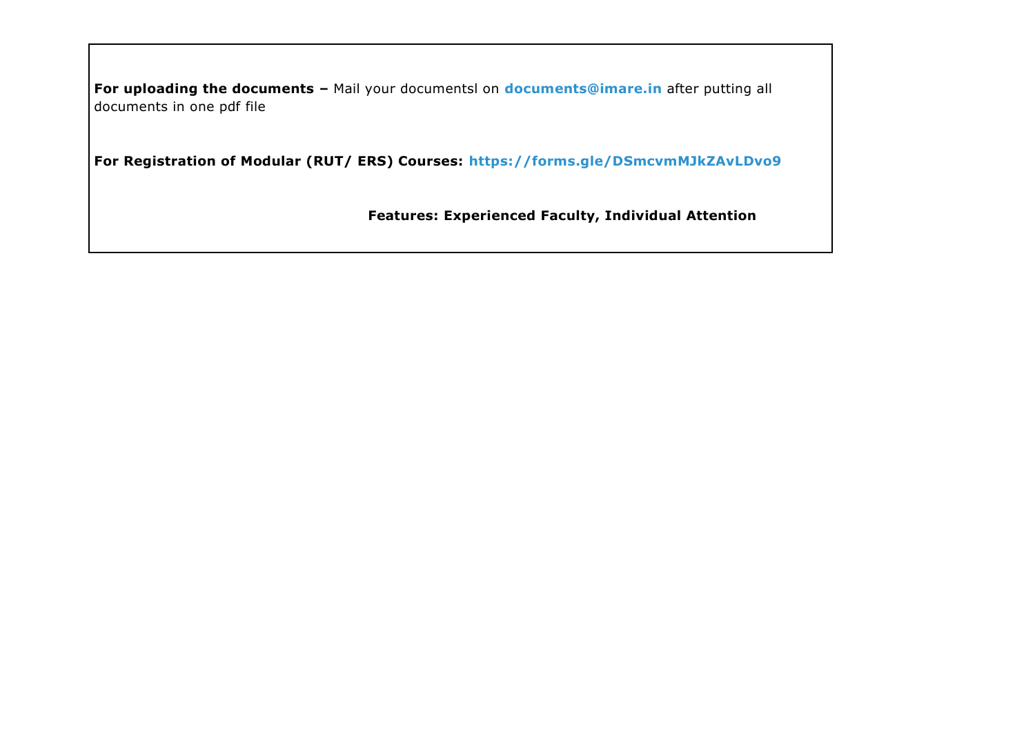**For uploading the documents –** Mail your documentsl on **documents@imare.in** after putting all documents in one pdf file

**For Registration of Modular (RUT/ ERS) Courses: https://forms.gle/DSmcvmMJkZAvLDvo9**

**Features: Experienced Faculty, Individual Attention**